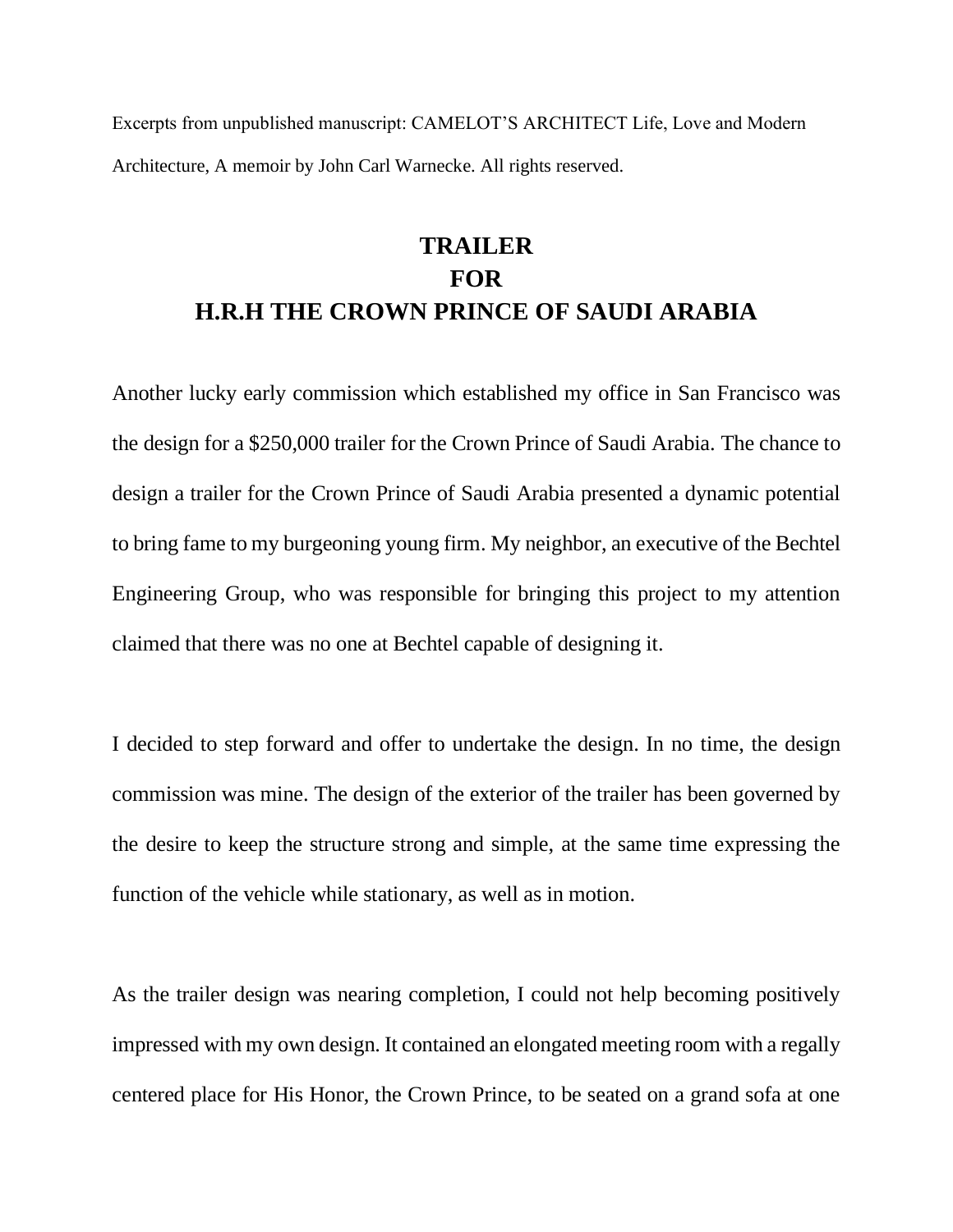Excerpts from unpublished manuscript: CAMELOT'S ARCHITECT Life, Love and Modern Architecture, A memoir by John Carl Warnecke. All rights reserved.

# TRAILER
# FOR
# H.R.H THE CROWN PRINCE OF SAUDI ARABIA

Another lucky early commission which established my office in San Francisco was the design for a $250,000 trailer for the Crown Prince of Saudi Arabia. The chance to design a trailer for the Crown Prince of Saudi Arabia presented a dynamic potential to bring fame to my burgeoning young firm. My neighbor, an executive of the Bechtel Engineering Group, who was responsible for bringing this project to my attention claimed that there was no one at Bechtel capable of designing it.

I decided to step forward and offer to undertake the design. In no time, the design commission was mine. The design of the exterior of the trailer has been governed by the desire to keep the structure strong and simple, at the same time expressing the function of the vehicle while stationary, as well as in motion.

As the trailer design was nearing completion, I could not help becoming positively impressed with my own design. It contained an elongated meeting room with a regally centered place for His Honor, the Crown Prince, to be seated on a grand sofa at one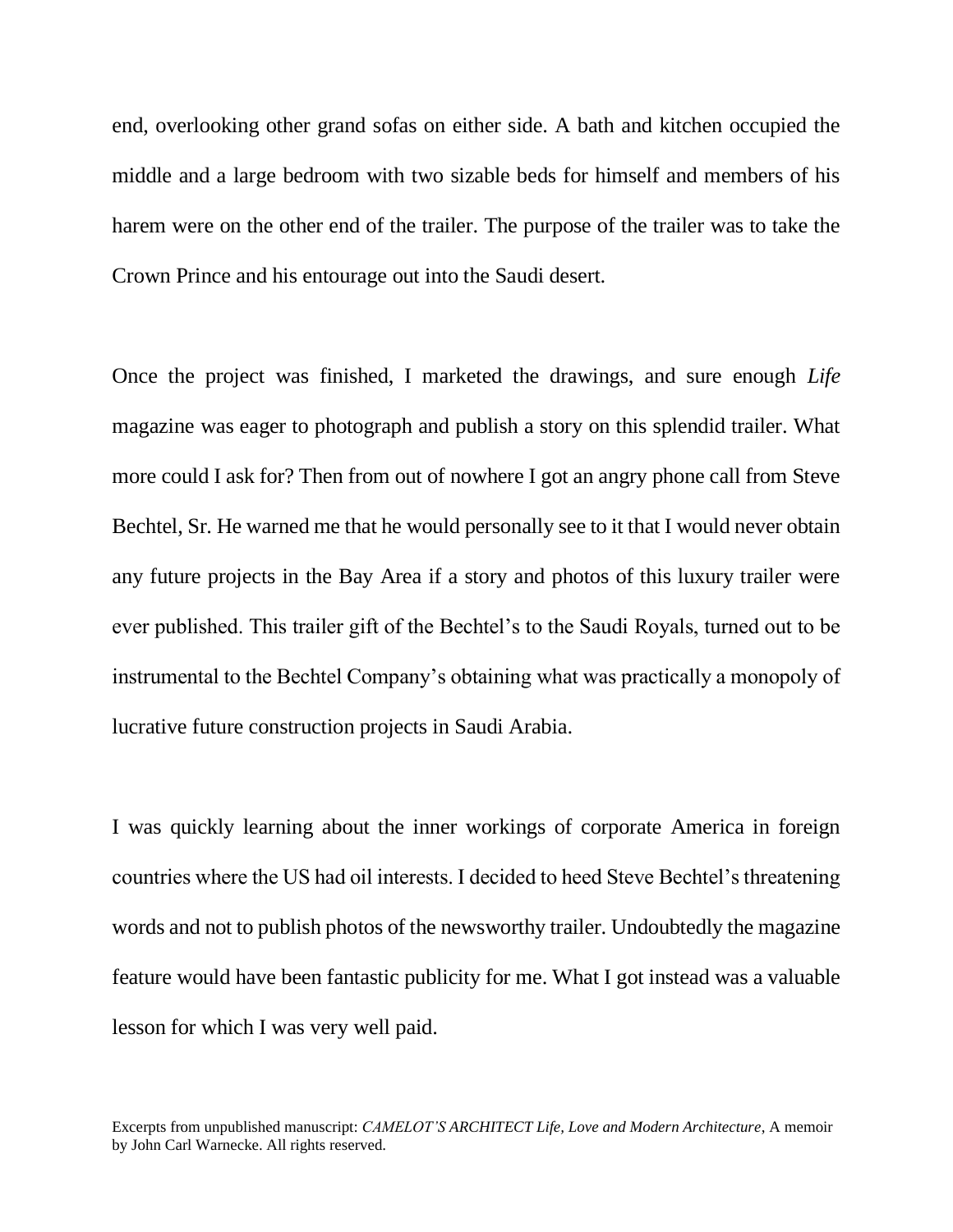end, overlooking other grand sofas on either side. A bath and kitchen occupied the middle and a large bedroom with two sizable beds for himself and members of his harem were on the other end of the trailer. The purpose of the trailer was to take the Crown Prince and his entourage out into the Saudi desert.

Once the project was finished, I marketed the drawings, and sure enough *Life* magazine was eager to photograph and publish a story on this splendid trailer. What more could I ask for? Then from out of nowhere I got an angry phone call from Steve Bechtel, Sr. He warned me that he would personally see to it that I would never obtain any future projects in the Bay Area if a story and photos of this luxury trailer were ever published. This trailer gift of the Bechtel's to the Saudi Royals, turned out to be instrumental to the Bechtel Company's obtaining what was practically a monopoly of lucrative future construction projects in Saudi Arabia.

I was quickly learning about the inner workings of corporate America in foreign countries where the US had oil interests. I decided to heed Steve Bechtel's threatening words and not to publish photos of the newsworthy trailer. Undoubtedly the magazine feature would have been fantastic publicity for me. What I got instead was a valuable lesson for which I was very well paid.

Excerpts from unpublished manuscript: *CAMELOT'S ARCHITECT Life, Love and Modern Architecture*, A memoir by John Carl Warnecke. All rights reserved.